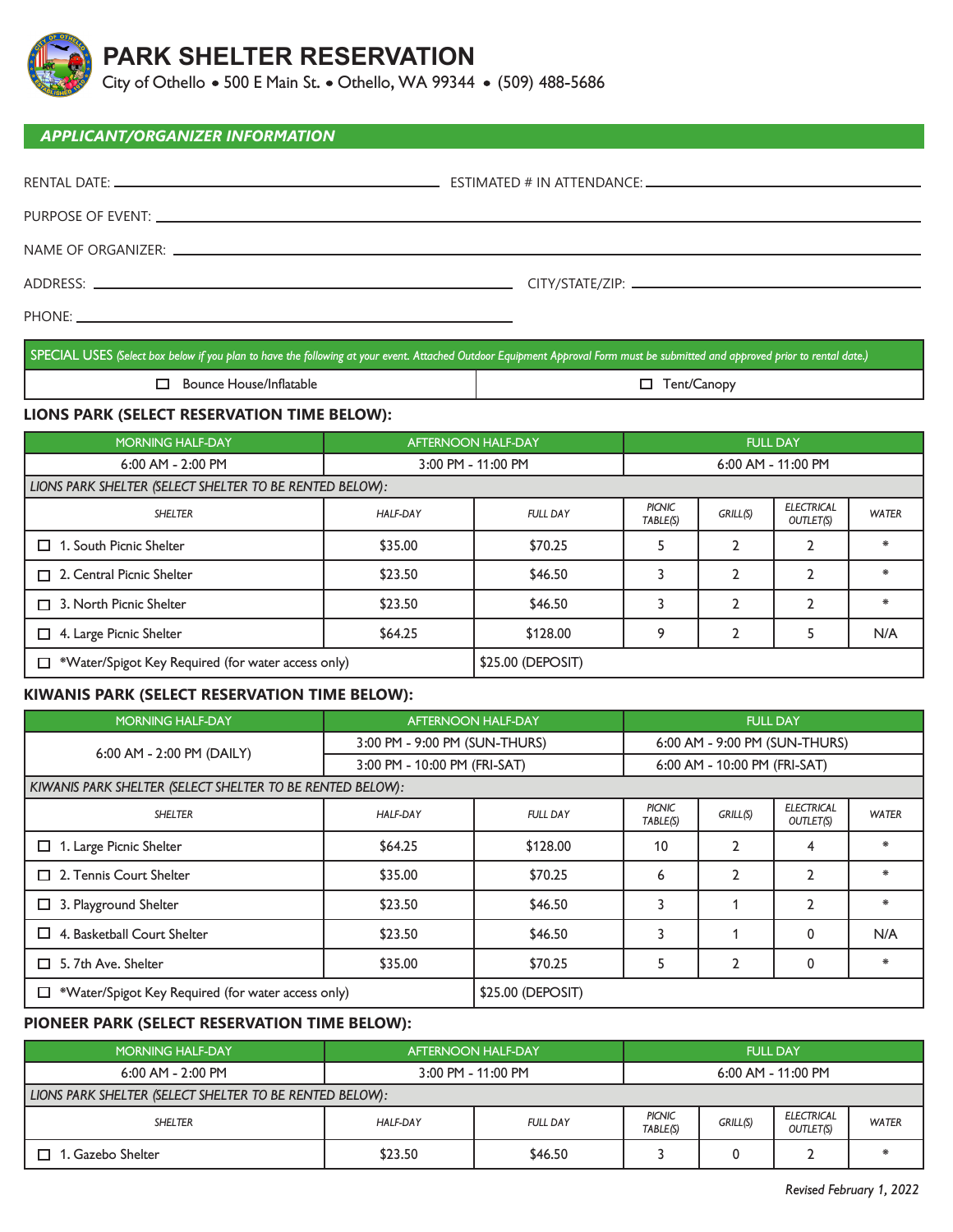# PARK SHELTER RESERVATION

City of Othello • 500 E Main St. • Othello, WA 99344 • (509) 488-5686

## APPLICANT/ORGANIZER INFORMATION

RENTAL DATE: ____________________ ESTIMATED # IN ATTENDANCE: ____________________

PURPOSE OF EVENT: ____________________

NAME OF ORGANIZER: ____________________

ADDRESS: ____________________ CITY/STATE/ZIP: ____________________

PHONE: ____________________

| SPECIAL USES *(Select box below if you plan to have the following at your event. Attached Outdoor Equipment Approval Form must be submitted and approved prior to rental date.)* | |
|---|---|
| ☐ Bounce House/Inflatable | ☐ Tent/Canopy |

### LIONS PARK (SELECT RESERVATION TIME BELOW):

| MORNING HALF-DAY | AFTERNOON HALF-DAY | FULL DAY |
|---|---|---|
| 6:00 AM - 2:00 PM | 3:00 PM - 11:00 PM | 6:00 AM - 11:00 PM |

*LIONS PARK SHELTER (SELECT SHELTER TO BE RENTED BELOW):*

| SHELTER | HALF-DAY | FULL DAY | PICNIC TABLE(S) | GRILL(S) | ELECTRICAL OUTLET(S) | WATER |
|---|---|---|---|---|---|---|
| ☐ 1. South Picnic Shelter | $35.00 | $70.25 | 5 | 2 | 2 | * |
| ☐ 2. Central Picnic Shelter | $23.50 | $46.50 | 3 | 2 | 2 | * |
| ☐ 3. North Picnic Shelter | $23.50 | $46.50 | 3 | 2 | 2 | * |
| ☐ 4. Large Picnic Shelter | $64.25 | $128.00 | 9 | 2 | 5 | N/A |
| ☐ *Water/Spigot Key Required (for water access only) | | $25.00 (DEPOSIT) | | | | |

### KIWANIS PARK (SELECT RESERVATION TIME BELOW):

| MORNING HALF-DAY | AFTERNOON HALF-DAY | FULL DAY |
|---|---|---|
| 6:00 AM - 2:00 PM (DAILY) | 3:00 PM - 9:00 PM (SUN-THURS) | 6:00 AM - 9:00 PM (SUN-THURS) |
| | 3:00 PM - 10:00 PM (FRI-SAT) | 6:00 AM - 10:00 PM (FRI-SAT) |

*KIWANIS PARK SHELTER (SELECT SHELTER TO BE RENTED BELOW):*

| SHELTER | HALF-DAY | FULL DAY | PICNIC TABLE(S) | GRILL(S) | ELECTRICAL OUTLET(S) | WATER |
|---|---|---|---|---|---|---|
| ☐ 1. Large Picnic Shelter | $64.25 | $128.00 | 10 | 2 | 4 | * |
| ☐ 2. Tennis Court Shelter | $35.00 | $70.25 | 6 | 2 | 2 | * |
| ☐ 3. Playground Shelter | $23.50 | $46.50 | 3 | 1 | 2 | * |
| ☐ 4. Basketball Court Shelter | $23.50 | $46.50 | 3 | 1 | 0 | N/A |
| ☐ 5. 7th Ave. Shelter | $35.00 | $70.25 | 5 | 2 | 0 | * |
| ☐ *Water/Spigot Key Required (for water access only) | | $25.00 (DEPOSIT) | | | | |

### PIONEER PARK (SELECT RESERVATION TIME BELOW):

| MORNING HALF-DAY | AFTERNOON HALF-DAY | FULL DAY |
|---|---|---|
| 6:00 AM - 2:00 PM | 3:00 PM - 11:00 PM | 6:00 AM - 11:00 PM |

*LIONS PARK SHELTER (SELECT SHELTER TO BE RENTED BELOW):*

| SHELTER | HALF-DAY | FULL DAY | PICNIC TABLE(S) | GRILL(S) | ELECTRICAL OUTLET(S) | WATER |
|---|---|---|---|---|---|---|
| ☐ 1. Gazebo Shelter | $23.50 | $46.50 | 3 | 0 | 2 | * |

*Revised February 1, 2022*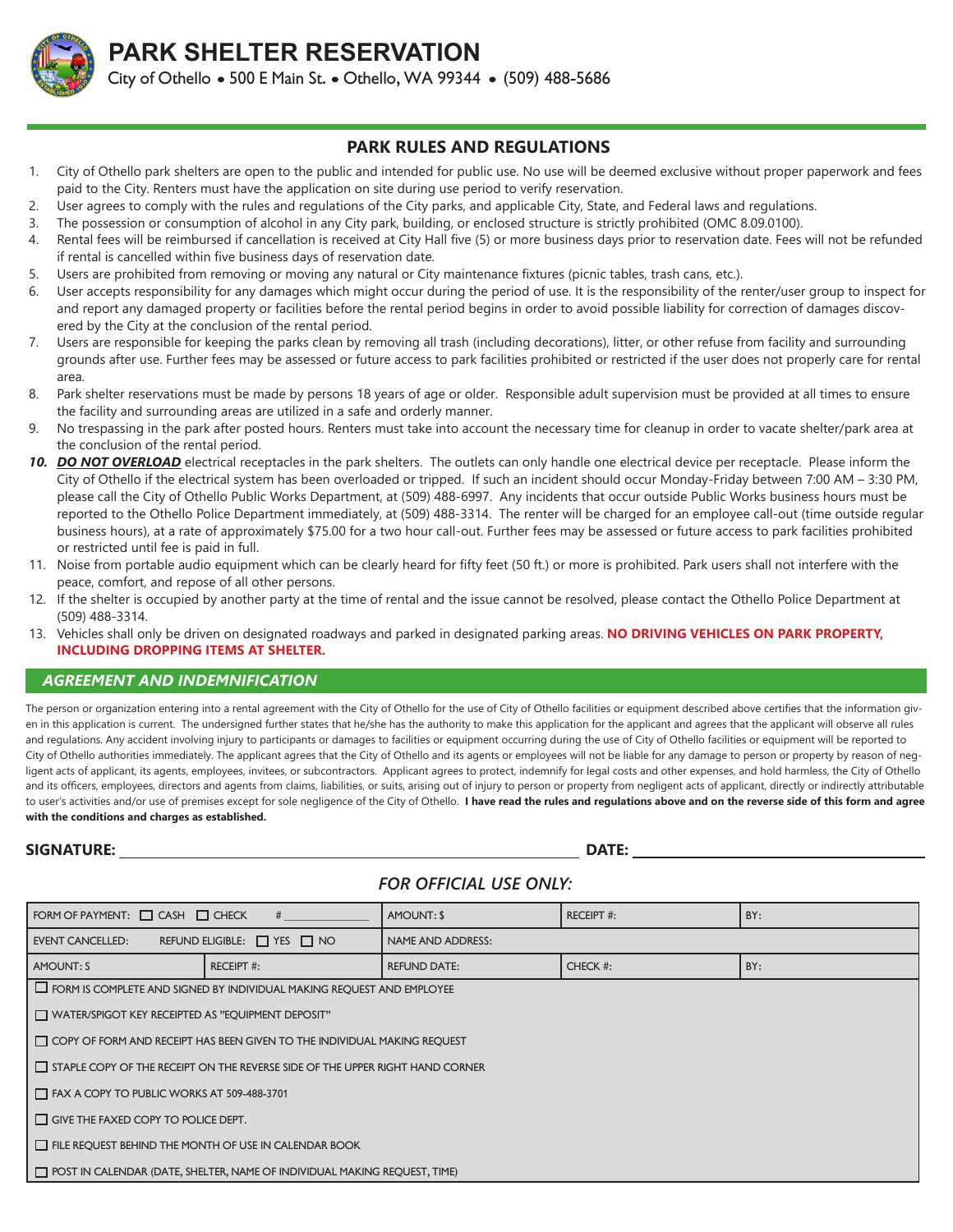# PARK SHELTER RESERVATION

City of Othello • 500 E Main St. • Othello, WA 99344 • (509) 488-5686

## PARK RULES AND REGULATIONS

1. City of Othello park shelters are open to the public and intended for public use. No use will be deemed exclusive without proper paperwork and fees paid to the City. Renters must have the application on site during use period to verify reservation.
2. User agrees to comply with the rules and regulations of the City parks, and applicable City, State, and Federal laws and regulations.
3. The possession or consumption of alcohol in any City park, building, or enclosed structure is strictly prohibited (OMC 8.09.0100).
4. Rental fees will be reimbursed if cancellation is received at City Hall five (5) or more business days prior to reservation date. Fees will not be refunded if rental is cancelled within five business days of reservation date.
5. Users are prohibited from removing or moving any natural or City maintenance fixtures (picnic tables, trash cans, etc.).
6. User accepts responsibility for any damages which might occur during the period of use. It is the responsibility of the renter/user group to inspect for and report any damaged property or facilities before the rental period begins in order to avoid possible liability for correction of damages discovered by the City at the conclusion of the rental period.
7. Users are responsible for keeping the parks clean by removing all trash (including decorations), litter, or other refuse from facility and surrounding grounds after use. Further fees may be assessed or future access to park facilities prohibited or restricted if the user does not properly care for rental area.
8. Park shelter reservations must be made by persons 18 years of age or older. Responsible adult supervision must be provided at all times to ensure the facility and surrounding areas are utilized in a safe and orderly manner.
9. No trespassing in the park after posted hours. Renters must take into account the necessary time for cleanup in order to vacate shelter/park area at the conclusion of the rental period.
10. ***DO NOT OVERLOAD*** electrical receptacles in the park shelters. The outlets can only handle one electrical device per receptacle. Please inform the City of Othello if the electrical system has been overloaded or tripped. If such an incident should occur Monday-Friday between 7:00 AM – 3:30 PM, please call the City of Othello Public Works Department, at (509) 488-6997. Any incidents that occur outside Public Works business hours must be reported to the Othello Police Department immediately, at (509) 488-3314. The renter will be charged for an employee call-out (time outside regular business hours), at a rate of approximately $75.00 for a two hour call-out. Further fees may be assessed or future access to park facilities prohibited or restricted until fee is paid in full.
11. Noise from portable audio equipment which can be clearly heard for fifty feet (50 ft.) or more is prohibited. Park users shall not interfere with the peace, comfort, and repose of all other persons.
12. If the shelter is occupied by another party at the time of rental and the issue cannot be resolved, please contact the Othello Police Department at (509) 488-3314.
13. Vehicles shall only be driven on designated roadways and parked in designated parking areas. **NO DRIVING VEHICLES ON PARK PROPERTY, INCLUDING DROPPING ITEMS AT SHELTER.**

## *AGREEMENT AND INDEMNIFICATION*

The person or organization entering into a rental agreement with the City of Othello for the use of City of Othello facilities or equipment described above certifies that the information given in this application is current. The undersigned further states that he/she has the authority to make this application for the applicant and agrees that the applicant will observe all rules and regulations. Any accident involving injury to participants or damages to facilities or equipment occurring during the use of City of Othello facilities or equipment will be reported to City of Othello authorities immediately. The applicant agrees that the City of Othello and its agents or employees will not be liable for any damage to person or property by reason of negligent acts of applicant, its agents, employees, invitees, or subcontractors. Applicant agrees to protect, indemnify for legal costs and other expenses, and hold harmless, the City of Othello and its officers, employees, directors and agents from claims, liabilities, or suits, arising out of injury to person or property from negligent acts of applicant, directly or indirectly attributable to user's activities and/or use of premises except for sole negligence of the City of Othello. **I have read the rules and regulations above and on the reverse side of this form and agree with the conditions and charges as established.**

**SIGNATURE:** ______________________________ **DATE:** ____________________

### *FOR OFFICIAL USE ONLY:*

| FORM OF PAYMENT: ☐ CASH ☐ CHECK # ________ | | AMOUNT: $ | RECEIPT #: | BY: |
|---|---|---|---|---|
| EVENT CANCELLED: REFUND ELIGIBLE: ☐ YES ☐ NO | | NAME AND ADDRESS: | | |
| AMOUNT: $ | RECEIPT #: | REFUND DATE: | CHECK #: | BY: |

- ☐ FORM IS COMPLETE AND SIGNED BY INDIVIDUAL MAKING REQUEST AND EMPLOYEE
- ☐ WATER/SPIGOT KEY RECEIPTED AS "EQUIPMENT DEPOSIT"
- ☐ COPY OF FORM AND RECEIPT HAS BEEN GIVEN TO THE INDIVIDUAL MAKING REQUEST
- ☐ STAPLE COPY OF THE RECEIPT ON THE REVERSE SIDE OF THE UPPER RIGHT HAND CORNER
- ☐ FAX A COPY TO PUBLIC WORKS AT 509-488-3701
- ☐ GIVE THE FAXED COPY TO POLICE DEPT.
- ☐ FILE REQUEST BEHIND THE MONTH OF USE IN CALENDAR BOOK
- ☐ POST IN CALENDAR (DATE, SHELTER, NAME OF INDIVIDUAL MAKING REQUEST, TIME)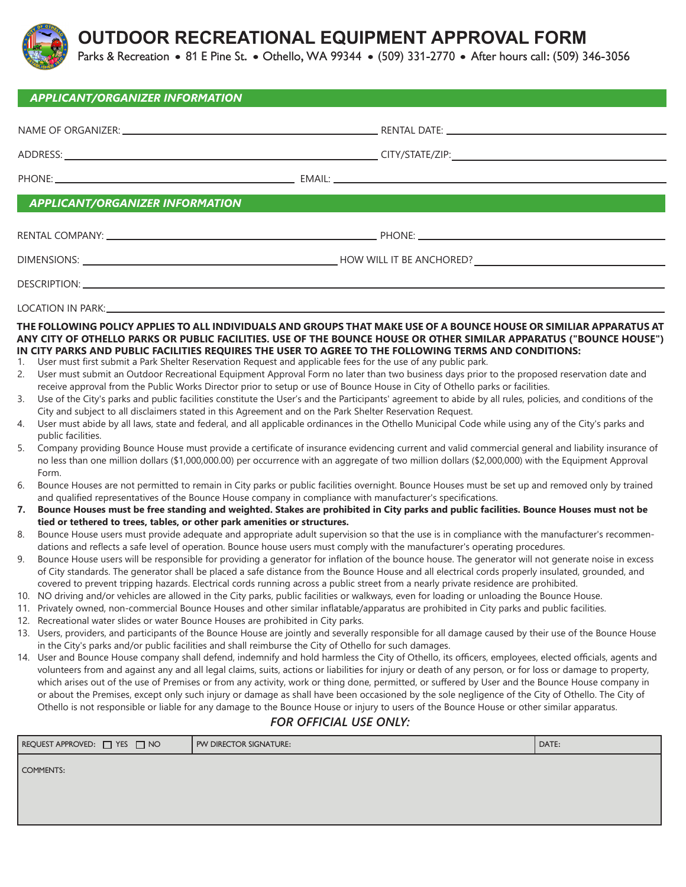# OUTDOOR RECREATIONAL EQUIPMENT APPROVAL FORM

Parks & Recreation • 81 E Pine St. • Othello, WA 99344 • (509) 331-2770 • After hours call: (509) 346-3056

## *APPLICANT/ORGANIZER INFORMATION*

NAME OF ORGANIZER: ____________________ RENTAL DATE: ____________________

ADDRESS: ____________________ CITY/STATE/ZIP: ____________________

PHONE: ____________________ EMAIL: ____________________

## *APPLICANT/ORGANIZER INFORMATION*

RENTAL COMPANY: ____________________ PHONE: ____________________

DIMENSIONS: ____________________ HOW WILL IT BE ANCHORED? ____________________

DESCRIPTION: ____________________

LOCATION IN PARK: ____________________

**THE FOLLOWING POLICY APPLIES TO ALL INDIVIDUALS AND GROUPS THAT MAKE USE OF A BOUNCE HOUSE OR SIMILIAR APPARATUS AT ANY CITY OF OTHELLO PARKS OR PUBLIC FACILITIES. USE OF THE BOUNCE HOUSE OR OTHER SIMILAR APPARATUS ("BOUNCE HOUSE") IN CITY PARKS AND PUBLIC FACILITIES REQUIRES THE USER TO AGREE TO THE FOLLOWING TERMS AND CONDITIONS:**

1. User must first submit a Park Shelter Reservation Request and applicable fees for the use of any public park.
2. User must submit an Outdoor Recreational Equipment Approval Form no later than two business days prior to the proposed reservation date and receive approval from the Public Works Director prior to setup or use of Bounce House in City of Othello parks or facilities.
3. Use of the City's parks and public facilities constitute the User's and the Participants' agreement to abide by all rules, policies, and conditions of the City and subject to all disclaimers stated in this Agreement and on the Park Shelter Reservation Request.
4. User must abide by all laws, state and federal, and all applicable ordinances in the Othello Municipal Code while using any of the City's parks and public facilities.
5. Company providing Bounce House must provide a certificate of insurance evidencing current and valid commercial general and liability insurance of no less than one million dollars ($1,000,000.00) per occurrence with an aggregate of two million dollars ($2,000,000) with the Equipment Approval Form.
6. Bounce Houses are not permitted to remain in City parks or public facilities overnight. Bounce Houses must be set up and removed only by trained and qualified representatives of the Bounce House company in compliance with manufacturer's specifications.
7. **Bounce Houses must be free standing and weighted. Stakes are prohibited in City parks and public facilities. Bounce Houses must not be tied or tethered to trees, tables, or other park amenities or structures.**
8. Bounce House users must provide adequate and appropriate adult supervision so that the use is in compliance with the manufacturer's recommendations and reflects a safe level of operation. Bounce house users must comply with the manufacturer's operating procedures.
9. Bounce House users will be responsible for providing a generator for inflation of the bounce house. The generator will not generate noise in excess of City standards. The generator shall be placed a safe distance from the Bounce House and all electrical cords properly insulated, grounded, and covered to prevent tripping hazards. Electrical cords running across a public street from a nearly private residence are prohibited.
10. NO driving and/or vehicles are allowed in the City parks, public facilities or walkways, even for loading or unloading the Bounce House.
11. Privately owned, non-commercial Bounce Houses and other similar inflatable/apparatus are prohibited in City parks and public facilities.
12. Recreational water slides or water Bounce Houses are prohibited in City parks.
13. Users, providers, and participants of the Bounce House are jointly and severally responsible for all damage caused by their use of the Bounce House in the City's parks and/or public facilities and shall reimburse the City of Othello for such damages.
14. User and Bounce House company shall defend, indemnify and hold harmless the City of Othello, its officers, employees, elected officials, agents and volunteers from and against any and all legal claims, suits, actions or liabilities for injury or death of any person, or for loss or damage to property, which arises out of the use of Premises or from any activity, work or thing done, permitted, or suffered by User and the Bounce House company in or about the Premises, except only such injury or damage as shall have been occasioned by the sole negligence of the City of Othello. The City of Othello is not responsible or liable for any damage to the Bounce House or injury to users of the Bounce House or other similar apparatus.

### *FOR OFFICIAL USE ONLY:*

| | | |
|---|---|---|
| REQUEST APPROVED: ☐ YES ☐ NO | PW DIRECTOR SIGNATURE: | DATE: |
| COMMENTS: | | |